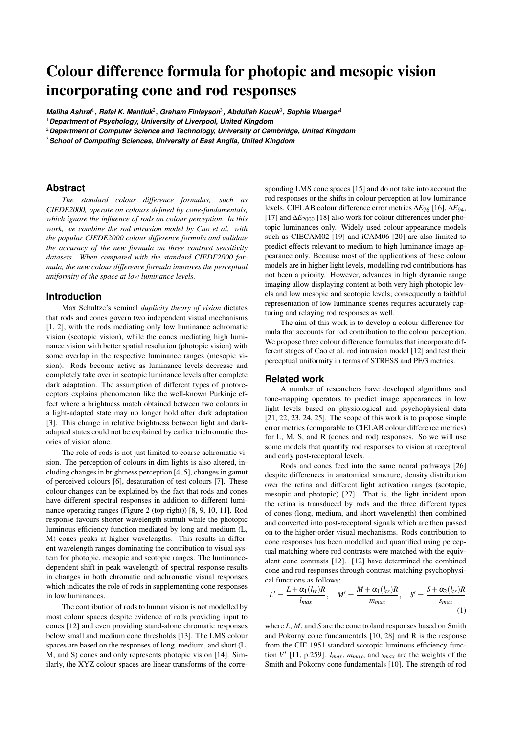# Colour difference formula for photopic and mesopic vision incorporating cone and rod responses

***Maliha Ashraf*[1]*, Rafał K. Mantiuk*[2]*, Graham Finlayson*[3]*, Abdullah Kucuk*[3]*, Sophie Wuerger*[1]**

[1] **Department of Psychology, University of Liverpool, United Kingdom**

[2] **Department of Computer Science and Technology, University of Cambridge, United Kingdom**

[3] **School of Computing Sciences, University of East Anglia, United Kingdom**

## Abstract

*The standard colour difference formulas, such as CIEDE2000, operate on colours defined by cone-fundamentals, which ignore the influence of rods on colour perception. In this work, we combine the rod intrusion model by Cao et al. with the popular CIEDE2000 colour difference formula and validate the accuracy of the new formula on three contrast sensitivity datasets. When compared with the standard CIEDE2000 formula, the new colour difference formula improves the perceptual uniformity of the space at low luminance levels.*

## Introduction

Max Schultze's seminal *duplicity theory of vision* dictates that rods and cones govern two independent visual mechanisms [1, 2], with the rods mediating only low luminance achromatic vision (scotopic vision), while the cones mediating high luminance vision with better spatial resolution (photopic vision) with some overlap in the respective luminance ranges (mesopic vision). Rods become active as luminance levels decrease and completely take over in scotopic luminance levels after complete dark adaptation. The assumption of different types of photoreceptors explains phenomenon like the well-known Purkinje effect where a brightness match obtained between two colours in a light-adapted state may no longer hold after dark adaptation [3]. This change in relative brightness between light and dark-adapted states could not be explained by earlier trichromatic theories of vision alone.

The role of rods is not just limited to coarse achromatic vision. The perception of colours in dim lights is also altered, including changes in brightness perception [4, 5], changes in gamut of perceived colours [6], desaturation of test colours [7]. These colour changes can be explained by the fact that rods and cones have different spectral responses in addition to different luminance operating ranges (Figure 2 (top-right)) [8, 9, 10, 11]. Rod response favours shorter wavelength stimuli while the photopic luminous efficiency function mediated by long and medium (L, M) cones peaks at higher wavelengths. This results in different wavelength ranges dominating the contribution to visual system for photopic, mesopic and scotopic ranges. The luminance-dependent shift in peak wavelength of spectral response results in changes in both chromatic and achromatic visual responses which indicates the role of rods in supplementing cone responses in low luminances.

The contribution of rods to human vision is not modelled by most colour spaces despite evidence of rods providing input to cones [12] and even providing stand-alone chromatic responses below small and medium cone thresholds [13]. The LMS colour spaces are based on the responses of long, medium, and short (L, M, and S) cones and only represents photopic vision [14]. Similarly, the XYZ colour spaces are linear transforms of the corresponding LMS cone spaces [15] and do not take into account the rod responses or the shifts in colour perception at low luminance levels. CIELAB colour difference error metrics $\Delta E_{76}$ [16], $\Delta E_{94}$, [17] and $\Delta E_{2000}$ [18] also work for colour differences under photopic luminances only. Widely used colour appearance models such as CIECAM02 [19] and iCAM06 [20] are also limited to predict effects relevant to medium to high luminance image appearance only. Because most of the applications of these colour models are in higher light levels, modelling rod contributions has not been a priority. However, advances in high dynamic range imaging allow displaying content at both very high photopic levels and low mesopic and scotopic levels; consequently a faithful representation of low luminance scenes requires accurately capturing and relaying rod responses as well.

The aim of this work is to develop a colour difference formula that accounts for rod contribution to the colour perception. We propose three colour difference formulas that incorporate different stages of Cao et al. rod intrusion model [12] and test their perceptual uniformity in terms of STRESS and PF/3 metrics.

## Related work

A number of researchers have developed algorithms and tone-mapping operators to predict image appearances in low light levels based on physiological and psychophysical data [21, 22, 23, 24, 25]. The scope of this work is to propose simple error metrics (comparable to CIELAB colour difference metrics) for L, M, S, and R (cones and rod) responses. So we will use some models that quantify rod responses to vision at receptoral and early post-receptoral levels.

Rods and cones feed into the same neural pathways [26] despite differences in anatomical structure, density distribution over the retina and different light activation ranges (scotopic, mesopic and photopic) [27]. That is, the light incident upon the retina is transduced by rods and the three different types of cones (long, medium, and short wavelength) then combined and converted into post-receptoral signals which are then passed on to the higher-order visual mechanisms. Rods contribution to cone responses has been modelled and quantified using perceptual matching where rod contrasts were matched with the equivalent cone contrasts [12]. [12] have determined the combined cone and rod responses through contrast matching psychophysical functions as follows:

$$L' = \frac{L + \alpha_1(l_{tr})R}{l_{max}}, \quad M' = \frac{M + \alpha_1(l_{tr})R}{m_{max}}, \quad S' = \frac{S + \alpha_2(l_{tr})R}{s_{max}} \tag{1}$$

where $L$, $M$, and $S$ are the cone troland responses based on Smith and Pokorny cone fundamentals [10, 28] and R is the response from the CIE 1951 standard scotopic luminous efficiency function $V'$ [11, p.259]. $l_{max}$, $m_{max}$, and $s_{max}$ are the weights of the Smith and Pokorny cone fundamentals [10]. The strength of rod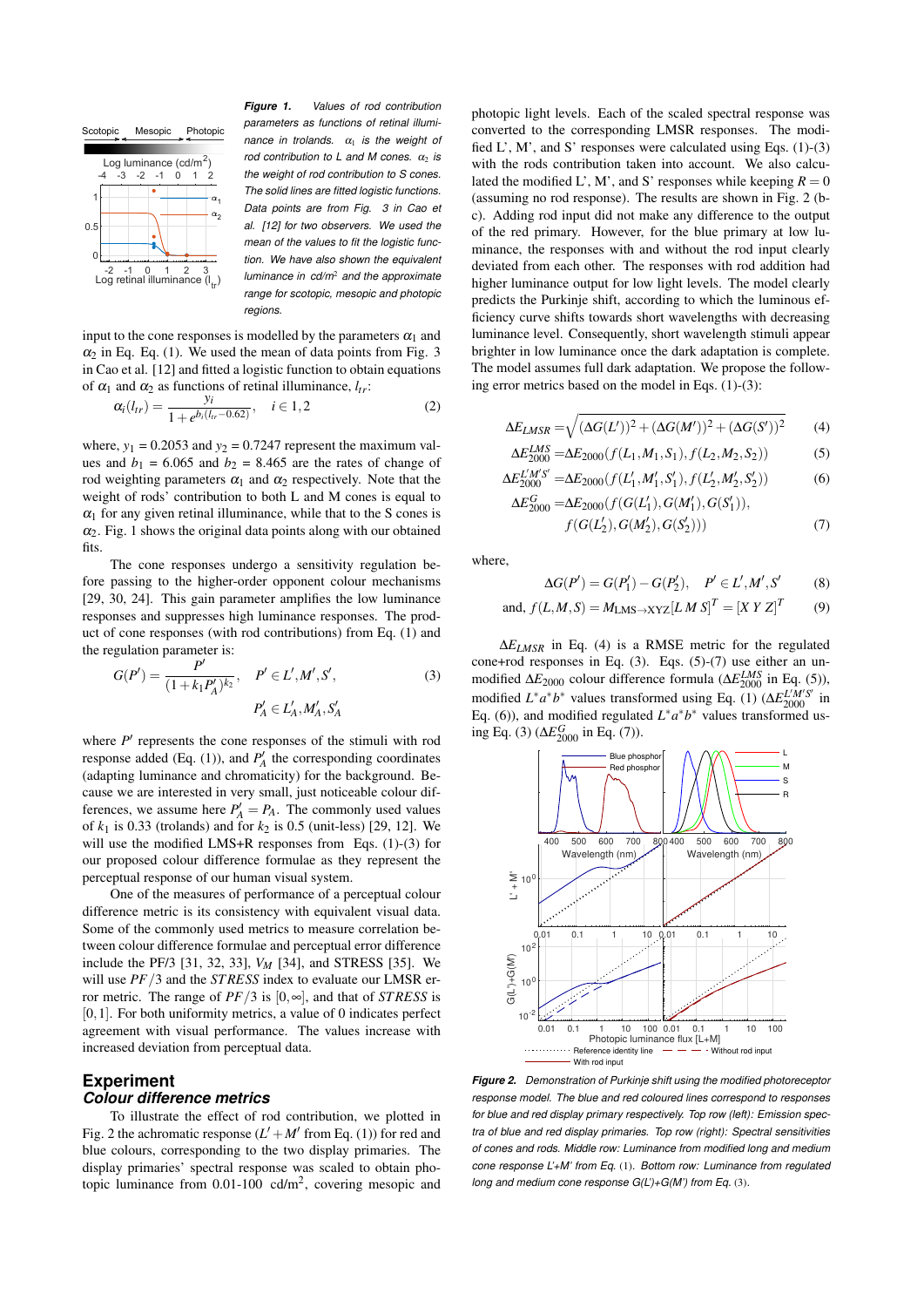*Figure 1. Values of rod contribution parameters as functions of retinal illuminance in trolands. $\alpha_1$ is the weight of rod contribution to L and M cones. $\alpha_2$ is the weight of rod contribution to S cones. The solid lines are fitted logistic functions. Data points are from Fig. 3 in Cao et al. [12] for two observers. We used the mean of the values to fit the logistic function. We have also shown the equivalent luminance in cd/m$^2$ and the approximate range for scotopic, mesopic and photopic regions.*

input to the cone responses is modelled by the parameters $\alpha_1$ and $\alpha_2$ in Eq. Eq. (1). We used the mean of data points from Fig. 3 in Cao et al. [12] and fitted a logistic function to obtain equations of $\alpha_1$ and $\alpha_2$ as functions of retinal illuminance, $l_{tr}$:

$$\alpha_i(l_{tr}) = \frac{y_i}{1+e^{b_i(l_{tr}-0.62)}}, \quad i \in 1,2 \tag{2}$$

where, $y_1$ = 0.2053 and $y_2$ = 0.7247 represent the maximum values and $b_1$ = 6.065 and $b_2$ = 8.465 are the rates of change of rod weighting parameters $\alpha_1$ and $\alpha_2$ respectively. Note that the weight of rods' contribution to both L and M cones is equal to $\alpha_1$ for any given retinal illuminance, while that to the S cones is $\alpha_2$. Fig. 1 shows the original data points along with our obtained fits.

The cone responses undergo a sensitivity regulation before passing to the higher-order opponent colour mechanisms [29, 30, 24]. This gain parameter amplifies the low luminance responses and suppresses high luminance responses. The product of cone responses (with rod contributions) from Eq. (1) and the regulation parameter is:

$$G(P') = \frac{P'}{(1+k_1 P'_A)^{k_2}}, \quad P' \in L', M', S', \quad P'_A \in L'_A, M'_A, S'_A \tag{3}$$

where $P'$ represents the cone responses of the stimuli with rod response added (Eq. (1)), and $P'_A$ the corresponding coordinates (adapting luminance and chromaticity) for the background. Because we are interested in very small, just noticeable colour differences, we assume here $P'_A = P_A$. The commonly used values of $k_1$ is 0.33 (trolands) and for $k_2$ is 0.5 (unit-less) [29, 12]. We will use the modified LMS+R responses from Eqs. (1)-(3) for our proposed colour difference formulae as they represent the perceptual response of our human visual system.

One of the measures of performance of a perceptual colour difference metric is its consistency with equivalent visual data. Some of the commonly used metrics to measure correlation between colour difference formulae and perceptual error difference include the PF/3 [31, 32, 33], $V_M$ [34], and STRESS [35]. We will use $PF/3$ and the $STRESS$ index to evaluate our LMSR error metric. The range of $PF/3$ is $[0,\infty]$, and that of $STRESS$ is $[0,1]$. For both uniformity metrics, a value of 0 indicates perfect agreement with visual performance. The values increase with increased deviation from perceptual data.

## Experiment

### *Colour difference metrics*

To illustrate the effect of rod contribution, we plotted in Fig. 2 the achromatic response ($L'+M'$ from Eq. (1)) for red and blue colours, corresponding to the two display primaries. The display primaries' spectral response was scaled to obtain photopic luminance from 0.01-100 cd/m$^2$, covering mesopic and photopic light levels. Each of the scaled spectral response was converted to the corresponding LMSR responses. The modified L', M', and S' responses were calculated using Eqs. (1)-(3) with the rods contribution taken into account. We also calculated the modified L', M', and S' responses while keeping $R = 0$ (assuming no rod response). The results are shown in Fig. 2 (b-c). Adding rod input did not make any difference to the output of the red primary. However, for the blue primary at low luminance, the responses with and without the rod input clearly deviated from each other. The responses with rod addition had higher luminance output for low light levels. The model clearly predicts the Purkinje shift, according to which the luminous efficiency curve shifts towards short wavelengths with decreasing luminance level. Consequently, short wavelength stimuli appear brighter in low luminance once the dark adaptation is complete. The model assumes full dark adaptation. We propose the following error metrics based on the model in Eqs. (1)-(3):

$$\Delta E_{LMSR} = \sqrt{(\Delta G(L'))^2 + (\Delta G(M'))^2 + (\Delta G(S'))^2} \tag{4}$$

$$\Delta E_{2000}^{LMS} = \Delta E_{2000}(f(L_1, M_1, S_1), f(L_2, M_2, S_2)) \tag{5}$$

$$\Delta E_{2000}^{L'M'S'} = \Delta E_{2000}(f(L'_1, M'_1, S'_1), f(L'_2, M'_2, S'_2)) \tag{6}$$

$$\Delta E_{2000}^{G} = \Delta E_{2000}(f(G(L'_1), G(M'_1), G(S'_1)), f(G(L'_2), G(M'_2), G(S'_2))) \tag{7}$$

where,

$$\Delta G(P') = G(P'_1) - G(P'_2), \quad P' \in L', M', S' \tag{8}$$

$$\text{and, } f(L, M, S) = M_{\text{LMS}\rightarrow\text{XYZ}}[L\ M\ S]^T = [X\ Y\ Z]^T \tag{9}$$

$\Delta E_{LMSR}$ in Eq. (4) is a RMSE metric for the regulated cone+rod responses in Eq. (3). Eqs. (5)-(7) use either an unmodified $\Delta E_{2000}$ colour difference formula ($\Delta E_{2000}^{LMS}$ in Eq. (5)), modified $L^*a^*b^*$ values transformed using Eq. (1) ($\Delta E_{2000}^{L'M'S'}$ in Eq. (6)), and modified regulated $L^*a^*b^*$ values transformed using Eq. (3) ($\Delta E_{2000}^{G}$ in Eq. (7)).

*Figure 2. Demonstration of Purkinje shift using the modified photoreceptor response model. The blue and red coloured lines correspond to responses for blue and red display primary respectively. Top row (left): Emission spectra of blue and red display primaries. Top row (right): Spectral sensitivities of cones and rods. Middle row: Luminance from modified long and medium cone response L'+M' from Eq. (1). Bottom row: Luminance from regulated long and medium cone response G(L')+G(M') from Eq. (3).*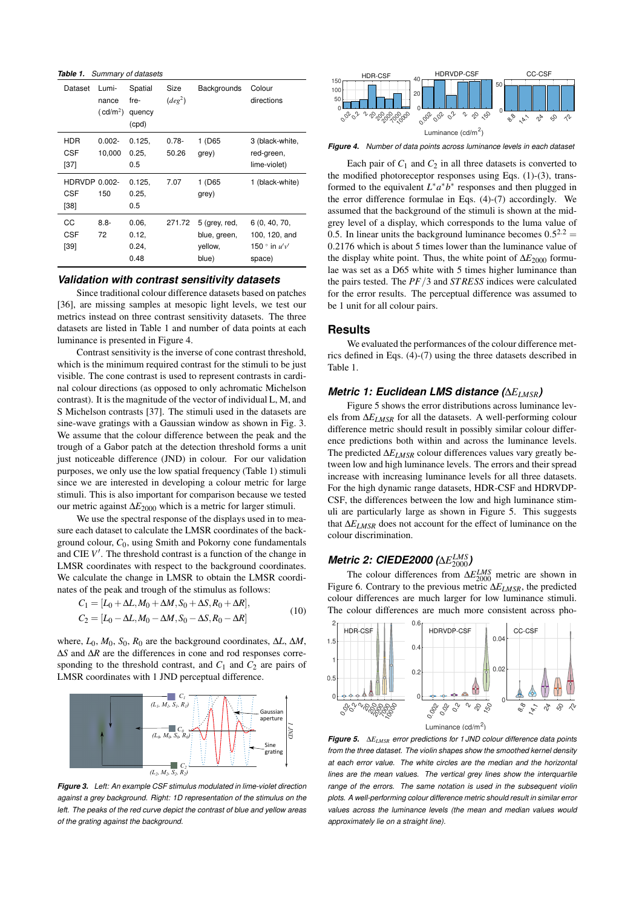*Table 1. Summary of datasets*

| Dataset | Luminance (cd/m$^2$) | Spatial frequency (cpd) | Size ($deg^2$) | Backgrounds | Colour directions |
|---|---|---|---|---|---|
| HDR CSF [37] | 0.002-10,000 | 0.125, 0.25, 0.5 | 0.78-50.26 | 1 (D65 grey) | 3 (black-white, red-green, lime-violet) |
| HDRVDP CSF [38] | 0.002-150 | 0.125, 0.25, 0.5 | 7.07 | 1 (D65 grey) | 1 (black-white) |
| CC CSF [39] | 8.8-72 | 0.06, 0.12, 0.24, 0.48 | 271.72 | 5 (grey, red, blue, green, yellow, blue) | 6 (0, 40, 70, 100, 120, and 150 ° in $u'v'$ space) |

### Validation with contrast sensitivity datasets

Since traditional colour difference datasets based on patches [36], are missing samples at mesopic light levels, we test our metrics instead on three contrast sensitivity datasets. The three datasets are listed in Table 1 and number of data points at each luminance is presented in Figure 4.

Contrast sensitivity is the inverse of cone contrast threshold, which is the minimum required contrast for the stimuli to be just visible. The cone contrast is used to represent contrasts in cardinal colour directions (as opposed to only achromatic Michelson contrast). It is the magnitude of the vector of individual L, M, and S Michelson contrasts [37]. The stimuli used in the datasets are sine-wave gratings with a Gaussian window as shown in Fig. 3. We assume that the colour difference between the peak and the trough of a Gabor patch at the detection threshold forms a unit just noticeable difference (JND) in colour. For our validation purposes, we only use the low spatial frequency (Table 1) stimuli since we are interested in developing a colour metric for large stimuli. This is also important for comparison because we tested our metric against $\Delta E_{2000}$ which is a metric for larger stimuli.

We use the spectral response of the displays used in to measure each dataset to calculate the LMSR coordinates of the background colour, $C_0$, using Smith and Pokorny cone fundamentals and CIE $V'$. The threshold contrast is a function of the change in LMSR coordinates with respect to the background coordinates. We calculate the change in LMSR to obtain the LMSR coordinates of the peak and trough of the stimulus as follows:

$$C_1 = [L_0 + \Delta L, M_0 + \Delta M, S_0 + \Delta S, R_0 + \Delta R],$$
$$C_2 = [L_0 - \Delta L, M_0 - \Delta M, S_0 - \Delta S, R_0 - \Delta R] \tag{10}$$

where, $L_0$, $M_0$, $S_0$, $R_0$ are the background coordinates, $\Delta L$, $\Delta M$, $\Delta S$ and $\Delta R$ are the differences in cone and rod responses corresponding to the threshold contrast, and $C_1$ and $C_2$ are pairs of LMSR coordinates with 1 JND perceptual difference.

*Figure 3. Left: An example CSF stimulus modulated in lime-violet direction against a grey background. Right: 1D representation of the stimulus on the left. The peaks of the red curve depict the contrast of blue and yellow areas of the grating against the background.*

*Figure 4. Number of data points across luminance levels in each dataset*

Each pair of $C_1$ and $C_2$ in all three datasets is converted to the modified photoreceptor responses using Eqs. (1)-(3), transformed to the equivalent $L^*a^*b^*$ responses and then plugged in the error difference formulae in Eqs. (4)-(7) accordingly. We assumed that the background of the stimuli is shown at the mid-grey level of a display, which corresponds to the luma value of 0.5. In linear units the background luminance becomes $0.5^{2.2} = 0.2176$ which is about 5 times lower than the luminance value of the display white point. Thus, the white point of $\Delta E_{2000}$ formulae was set as a D65 white with 5 times higher luminance than the pairs tested. The $PF/3$ and $STRESS$ indices were calculated for the error results. The perceptual difference was assumed to be 1 unit for all colour pairs.

## Results

We evaluated the performances of the colour difference metrics defined in Eqs. (4)-(7) using the three datasets described in Table 1.

### Metric 1: Euclidean LMS distance ($\Delta E_{LMSR}$)

Figure 5 shows the error distributions across luminance levels from $\Delta E_{LMSR}$ for all the datasets. A well-performing colour difference metric should result in possibly similar colour difference predictions both within and across the luminance levels. The predicted $\Delta E_{LMSR}$ colour differences values vary greatly between low and high luminance levels. The errors and their spread increase with increasing luminance levels for all three datasets. For the high dynamic range datasets, HDR-CSF and HDRVDP-CSF, the differences between the low and high luminance stimuli are particularly large as shown in Figure 5. This suggests that $\Delta E_{LMSR}$ does not account for the effect of luminance on the colour discrimination.

### Metric 2: CIEDE2000 ($\Delta E_{2000}^{LMS}$)

The colour differences from $\Delta E_{2000}^{LMS}$ metric are shown in Figure 6. Contrary to the previous metric $\Delta E_{LMSR}$, the predicted colour differences are much larger for low luminance levels. The colour differences are much more consistent across pho-

*Figure 5. $\Delta E_{LMSR}$ error predictions for 1 JND colour difference data points from the three dataset. The violin shapes show the smoothed kernel density at each error value. The white circles are the median and the horizontal lines are the mean values. The vertical grey lines show the interquartile range of the errors. The same notation is used in the subsequent violin plots. A well-performing colour difference metric should result in similar error values across the luminance levels (the mean and median values would approximately lie on a straight line).*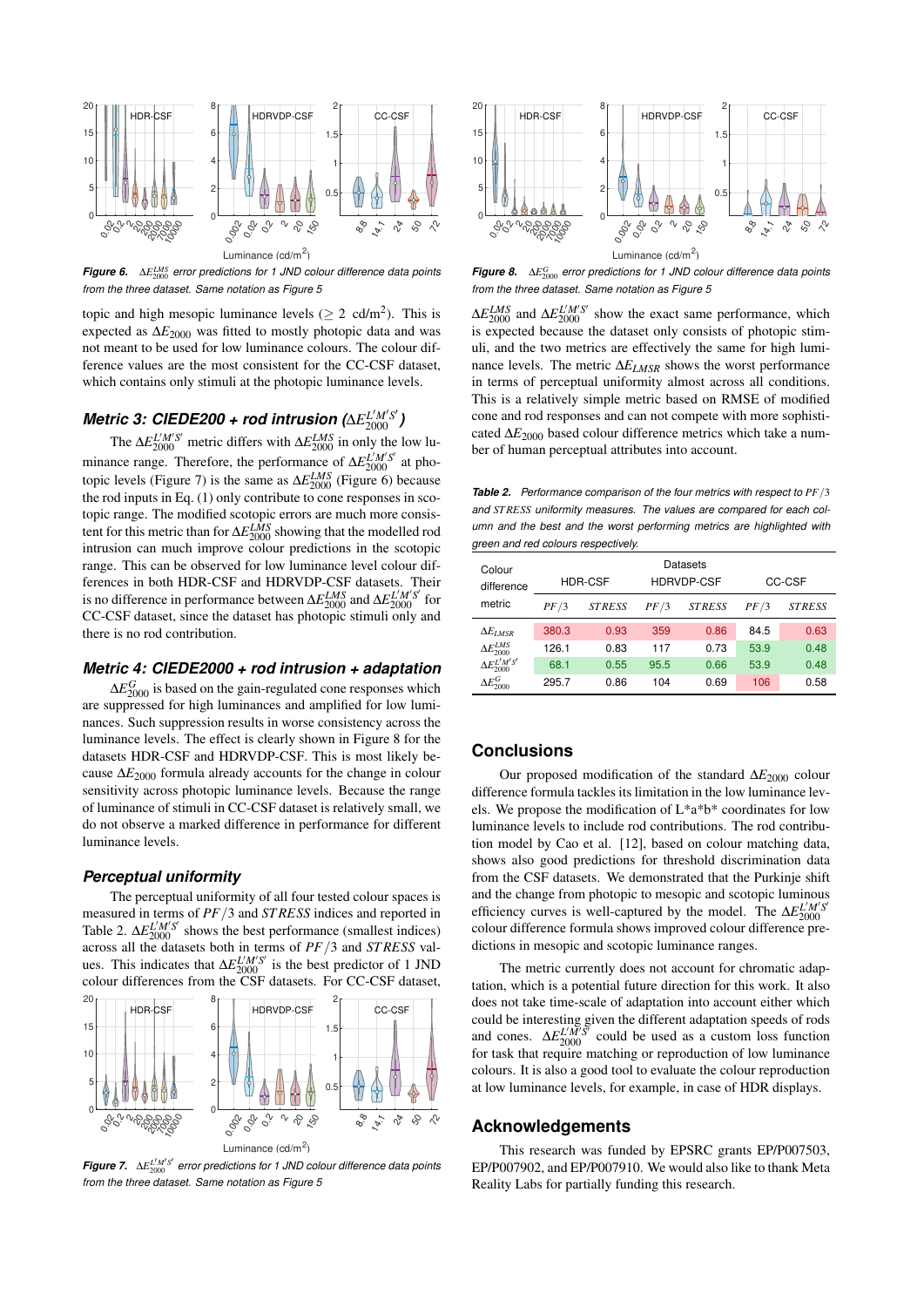*Figure 6.* $\Delta E^{LMS}_{2000}$ *error predictions for 1 JND colour difference data points from the three dataset. Same notation as Figure 5*

topic and high mesopic luminance levels ($\geq$ 2 cd/m$^2$). This is expected as $\Delta E_{2000}$ was fitted to mostly photopic data and was not meant to be used for low luminance colours. The colour difference values are the most consistent for the CC-CSF dataset, which contains only stimuli at the photopic luminance levels.

### *Metric 3: CIEDE200 + rod intrusion ($\Delta E^{L'M'S'}_{2000}$)*

The $\Delta E^{L'M'S'}_{2000}$ metric differs with $\Delta E^{LMS}_{2000}$ in only the low luminance range. Therefore, the performance of $\Delta E^{L'M'S'}_{2000}$ at photopic levels (Figure 7) is the same as $\Delta E^{LMS}_{2000}$ (Figure 6) because the rod inputs in Eq. (1) only contribute to cone responses in scotopic range. The modified scotopic errors are much more consistent for this metric than for $\Delta E^{LMS}_{2000}$ showing that the modelled rod intrusion can much improve colour predictions in the scotopic range. This can be observed for low luminance level colour differences in both HDR-CSF and HDRVDP-CSF datasets. Their is no difference in performance between $\Delta E^{LMS}_{2000}$ and $\Delta E^{L'M'S'}_{2000}$ for CC-CSF dataset, since the dataset has photopic stimuli only and there is no rod contribution.

### *Metric 4: CIEDE2000 + rod intrusion + adaptation*

$\Delta E^{G}_{2000}$ is based on the gain-regulated cone responses which are suppressed for high luminances and amplified for low luminances. Such suppression results in worse consistency across the luminance levels. The effect is clearly shown in Figure 8 for the datasets HDR-CSF and HDRVDP-CSF. This is most likely because $\Delta E_{2000}$ formula already accounts for the change in colour sensitivity across photopic luminance levels. Because the range of luminance of stimuli in CC-CSF dataset is relatively small, we do not observe a marked difference in performance for different luminance levels.

### *Perceptual uniformity*

The perceptual uniformity of all four tested colour spaces is measured in terms of $PF/3$ and $STRESS$ indices and reported in Table 2. $\Delta E^{L'M'S'}_{2000}$ shows the best performance (smallest indices) across all the datasets both in terms of $PF/3$ and $STRESS$ values. This indicates that $\Delta E^{L'M'S'}_{2000}$ is the best predictor of 1 JND colour differences from the CSF datasets. For CC-CSF dataset,

*Figure 7.* $\Delta E^{L'M'S'}_{2000}$ *error predictions for 1 JND colour difference data points from the three dataset. Same notation as Figure 5*

*Figure 8.* $\Delta E^{G}_{2000}$ *error predictions for 1 JND colour difference data points from the three dataset. Same notation as Figure 5*

$\Delta E^{LMS}_{2000}$ and $\Delta E^{L'M'S'}_{2000}$ show the exact same performance, which is expected because the dataset only consists of photopic stimuli, and the two metrics are effectively the same for high luminance levels. The metric $\Delta E_{LMSR}$ shows the worst performance in terms of perceptual uniformity almost across all conditions. This is a relatively simple metric based on RMSE of modified cone and rod responses and can not compete with more sophisticated $\Delta E_{2000}$ based colour difference metrics which take a number of human perceptual attributes into account.

*Table 2. Performance comparison of the four metrics with respect to $PF/3$ and $STRESS$ uniformity measures. The values are compared for each column and the best and the worst performing metrics are highlighted with green and red colours respectively.*

| Colour difference metric | HDR-CSF | | HDRVDP-CSF | | CC-CSF | |
|---|---|---|---|---|---|---|
| | $PF/3$ | $STRESS$ | $PF/3$ | $STRESS$ | $PF/3$ | $STRESS$ |
| $\Delta E_{LMSR}$ | 380.3 | 0.93 | 359 | 0.86 | 84.5 | 0.63 |
| $\Delta E^{LMS}_{2000}$ | 126.1 | 0.83 | 117 | 0.73 | 53.9 | 0.48 |
| $\Delta E^{L'M'S'}_{2000}$ | 68.1 | 0.55 | 95.5 | 0.66 | 53.9 | 0.48 |
| $\Delta E^{G}_{2000}$ | 295.7 | 0.86 | 104 | 0.69 | 106 | 0.58 |

## Conclusions

Our proposed modification of the standard $\Delta E_{2000}$ colour difference formula tackles its limitation in the low luminance levels. We propose the modification of L*a*b* coordinates for low luminance levels to include rod contributions. The rod contribution model by Cao et al. [12], based on colour matching data, shows also good predictions for threshold discrimination data from the CSF datasets. We demonstrated that the Purkinje shift and the change from photopic to mesopic and scotopic luminous efficiency curves is well-captured by the model. The $\Delta E^{L'M'S'}_{2000}$ colour difference formula shows improved colour difference predictions in mesopic and scotopic luminance ranges.

The metric currently does not account for chromatic adaptation, which is a potential future direction for this work. It also does not take time-scale of adaptation into account either which could be interesting given the different adaptation speeds of rods and cones. $\Delta E^{L'M'S'}_{2000}$ could be used as a custom loss function for task that require matching or reproduction of low luminance colours. It is also a good tool to evaluate the colour reproduction at low luminance levels, for example, in case of HDR displays.

## Acknowledgements

This research was funded by EPSRC grants EP/P007503, EP/P007902, and EP/P007910. We would also like to thank Meta Reality Labs for partially funding this research.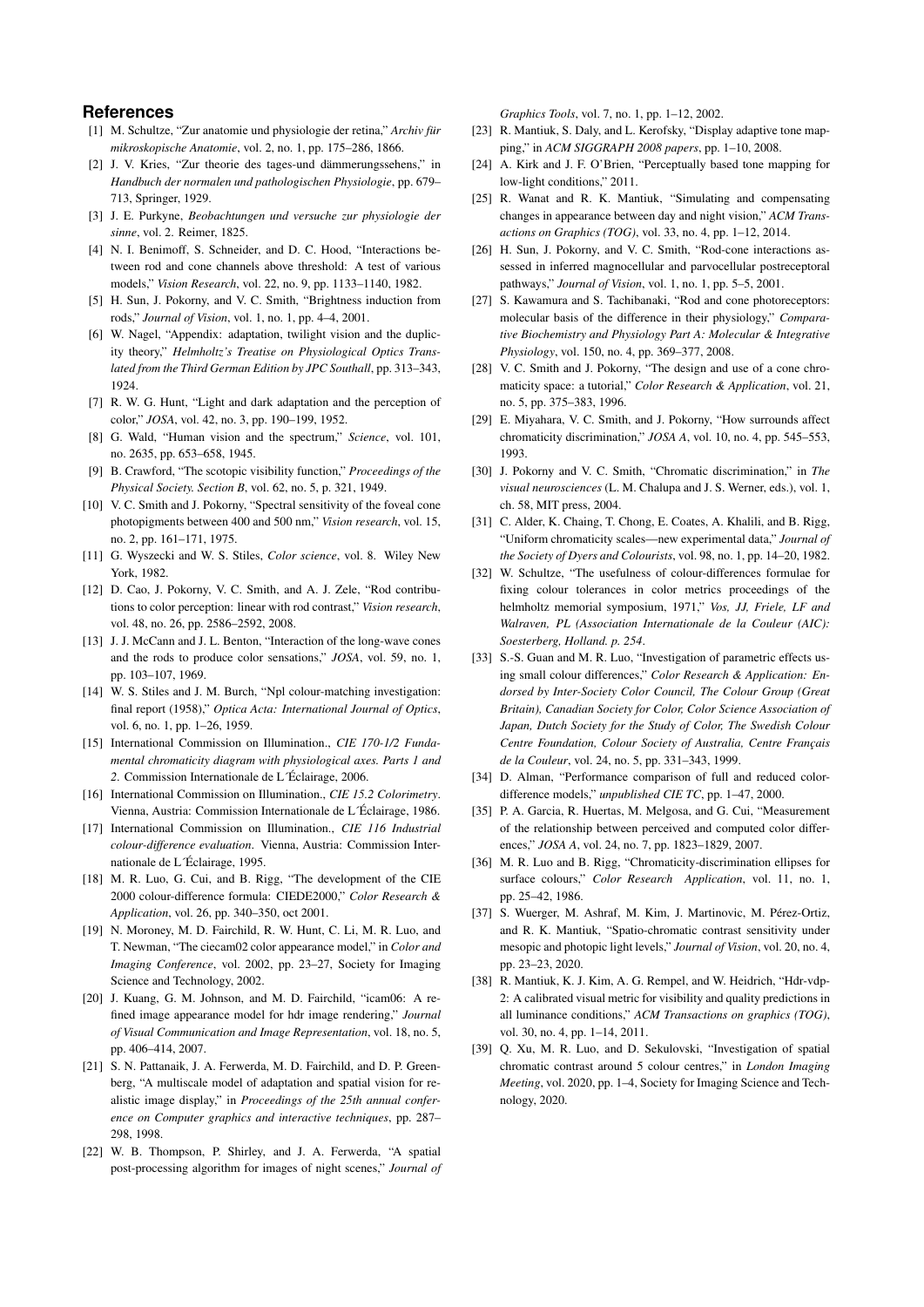## References

[1] M. Schultze, "Zur anatomie und physiologie der retina," *Archiv für mikroskopische Anatomie*, vol. 2, no. 1, pp. 175–286, 1866.

[2] J. V. Kries, "Zur theorie des tages-und dämmerungssehens," in *Handbuch der normalen und pathologischen Physiologie*, pp. 679–713, Springer, 1929.

[3] J. E. Purkyne, *Beobachtungen und versuche zur physiologie der sinne*, vol. 2. Reimer, 1825.

[4] N. I. Benimoff, S. Schneider, and D. C. Hood, "Interactions between rod and cone channels above threshold: A test of various models," *Vision Research*, vol. 22, no. 9, pp. 1133–1140, 1982.

[5] H. Sun, J. Pokorny, and V. C. Smith, "Brightness induction from rods," *Journal of Vision*, vol. 1, no. 1, pp. 4–4, 2001.

[6] W. Nagel, "Appendix: adaptation, twilight vision and the duplicity theory," *Helmholtz's Treatise on Physiological Optics Translated from the Third German Edition by JPC Southall*, pp. 313–343, 1924.

[7] R. W. G. Hunt, "Light and dark adaptation and the perception of color," *JOSA*, vol. 42, no. 3, pp. 190–199, 1952.

[8] G. Wald, "Human vision and the spectrum," *Science*, vol. 101, no. 2635, pp. 653–658, 1945.

[9] B. Crawford, "The scotopic visibility function," *Proceedings of the Physical Society. Section B*, vol. 62, no. 5, p. 321, 1949.

[10] V. C. Smith and J. Pokorny, "Spectral sensitivity of the foveal cone photopigments between 400 and 500 nm," *Vision research*, vol. 15, no. 2, pp. 161–171, 1975.

[11] G. Wyszecki and W. S. Stiles, *Color science*, vol. 8. Wiley New York, 1982.

[12] D. Cao, J. Pokorny, V. C. Smith, and A. J. Zele, "Rod contributions to color perception: linear with rod contrast," *Vision research*, vol. 48, no. 26, pp. 2586–2592, 2008.

[13] J. J. McCann and J. L. Benton, "Interaction of the long-wave cones and the rods to produce color sensations," *JOSA*, vol. 59, no. 1, pp. 103–107, 1969.

[14] W. S. Stiles and J. M. Burch, "Npl colour-matching investigation: final report (1958)," *Optica Acta: International Journal of Optics*, vol. 6, no. 1, pp. 1–26, 1959.

[15] International Commission on Illumination., *CIE 170-1/2 Fundamental chromaticity diagram with physiological axes. Parts 1 and 2*. Commission Internationale de L´Éclairage, 2006.

[16] International Commission on Illumination., *CIE 15.2 Colorimetry*. Vienna, Austria: Commission Internationale de L´Éclairage, 1986.

[17] International Commission on Illumination., *CIE 116 Industrial colour-difference evaluation*. Vienna, Austria: Commission Internationale de L´Éclairage, 1995.

[18] M. R. Luo, G. Cui, and B. Rigg, "The development of the CIE 2000 colour-difference formula: CIEDE2000," *Color Research & Application*, vol. 26, pp. 340–350, oct 2001.

[19] N. Moroney, M. D. Fairchild, R. W. Hunt, C. Li, M. R. Luo, and T. Newman, "The ciecam02 color appearance model," in *Color and Imaging Conference*, vol. 2002, pp. 23–27, Society for Imaging Science and Technology, 2002.

[20] J. Kuang, G. M. Johnson, and M. D. Fairchild, "icam06: A refined image appearance model for hdr image rendering," *Journal of Visual Communication and Image Representation*, vol. 18, no. 5, pp. 406–414, 2007.

[21] S. N. Pattanaik, J. A. Ferwerda, M. D. Fairchild, and D. P. Greenberg, "A multiscale model of adaptation and spatial vision for realistic image display," in *Proceedings of the 25th annual conference on Computer graphics and interactive techniques*, pp. 287–298, 1998.

[22] W. B. Thompson, P. Shirley, and J. A. Ferwerda, "A spatial post-processing algorithm for images of night scenes," *Journal of Graphics Tools*, vol. 7, no. 1, pp. 1–12, 2002.

[23] R. Mantiuk, S. Daly, and L. Kerofsky, "Display adaptive tone mapping," in *ACM SIGGRAPH 2008 papers*, pp. 1–10, 2008.

[24] A. Kirk and J. F. O'Brien, "Perceptually based tone mapping for low-light conditions," 2011.

[25] R. Wanat and R. K. Mantiuk, "Simulating and compensating changes in appearance between day and night vision," *ACM Transactions on Graphics (TOG)*, vol. 33, no. 4, pp. 1–12, 2014.

[26] H. Sun, J. Pokorny, and V. C. Smith, "Rod-cone interactions assessed in inferred magnocellular and parvocellular postreceptoral pathways," *Journal of Vision*, vol. 1, no. 1, pp. 5–5, 2001.

[27] S. Kawamura and S. Tachibanaki, "Rod and cone photoreceptors: molecular basis of the difference in their physiology," *Comparative Biochemistry and Physiology Part A: Molecular & Integrative Physiology*, vol. 150, no. 4, pp. 369–377, 2008.

[28] V. C. Smith and J. Pokorny, "The design and use of a cone chromaticity space: a tutorial," *Color Research & Application*, vol. 21, no. 5, pp. 375–383, 1996.

[29] E. Miyahara, V. C. Smith, and J. Pokorny, "How surrounds affect chromaticity discrimination," *JOSA A*, vol. 10, no. 4, pp. 545–553, 1993.

[30] J. Pokorny and V. C. Smith, "Chromatic discrimination," in *The visual neurosciences* (L. M. Chalupa and J. S. Werner, eds.), vol. 1, ch. 58, MIT press, 2004.

[31] C. Alder, K. Chaing, T. Chong, E. Coates, A. Khalili, and B. Rigg, "Uniform chromaticity scales—new experimental data," *Journal of the Society of Dyers and Colourists*, vol. 98, no. 1, pp. 14–20, 1982.

[32] W. Schultze, "The usefulness of colour-differences formulae for fixing colour tolerances in color metrics proceedings of the helmholtz memorial symposium, 1971," *Vos, JJ, Friele, LF and Walraven, PL (Association Internationale de la Couleur (AIC): Soesterberg, Holland. p. 254*.

[33] S.-S. Guan and M. R. Luo, "Investigation of parametric effects using small colour differences," *Color Research & Application: Endorsed by Inter-Society Color Council, The Colour Group (Great Britain), Canadian Society for Color, Color Science Association of Japan, Dutch Society for the Study of Color, The Swedish Colour Centre Foundation, Colour Society of Australia, Centre Français de la Couleur*, vol. 24, no. 5, pp. 331–343, 1999.

[34] D. Alman, "Performance comparison of full and reduced color-difference models," *unpublished CIE TC*, pp. 1–47, 2000.

[35] P. A. Garcia, R. Huertas, M. Melgosa, and G. Cui, "Measurement of the relationship between perceived and computed color differences," *JOSA A*, vol. 24, no. 7, pp. 1823–1829, 2007.

[36] M. R. Luo and B. Rigg, "Chromaticity-discrimination ellipses for surface colours," *Color Research Application*, vol. 11, no. 1, pp. 25–42, 1986.

[37] S. Wuerger, M. Ashraf, M. Kim, J. Martinovic, M. Pérez-Ortiz, and R. K. Mantiuk, "Spatio-chromatic contrast sensitivity under mesopic and photopic light levels," *Journal of Vision*, vol. 20, no. 4, pp. 23–23, 2020.

[38] R. Mantiuk, K. J. Kim, A. G. Rempel, and W. Heidrich, "Hdr-vdp-2: A calibrated visual metric for visibility and quality predictions in all luminance conditions," *ACM Transactions on graphics (TOG)*, vol. 30, no. 4, pp. 1–14, 2011.

[39] Q. Xu, M. R. Luo, and D. Sekulovski, "Investigation of spatial chromatic contrast around 5 colour centres," in *London Imaging Meeting*, vol. 2020, pp. 1–4, Society for Imaging Science and Technology, 2020.